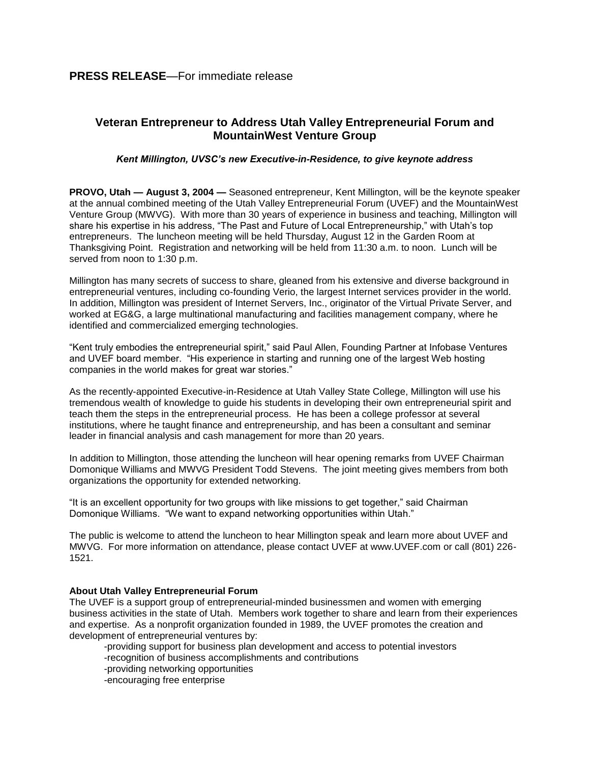**PRESS RELEASE**—For immediate release

## Veteran Entrepreneur to Address Utah Valley Entrepreneurial Forum and MountainWest Venture Group

***Kent Millington, UVSC's new Executive-in-Residence, to give keynote address***

**PROVO, Utah — August 3, 2004 —** Seasoned entrepreneur, Kent Millington, will be the keynote speaker at the annual combined meeting of the Utah Valley Entrepreneurial Forum (UVEF) and the MountainWest Venture Group (MWVG). With more than 30 years of experience in business and teaching, Millington will share his expertise in his address, "The Past and Future of Local Entrepreneurship," with Utah's top entrepreneurs. The luncheon meeting will be held Thursday, August 12 in the Garden Room at Thanksgiving Point. Registration and networking will be held from 11:30 a.m. to noon. Lunch will be served from noon to 1:30 p.m.

Millington has many secrets of success to share, gleaned from his extensive and diverse background in entrepreneurial ventures, including co-founding Verio, the largest Internet services provider in the world. In addition, Millington was president of Internet Servers, Inc., originator of the Virtual Private Server, and worked at EG&G, a large multinational manufacturing and facilities management company, where he identified and commercialized emerging technologies.

"Kent truly embodies the entrepreneurial spirit," said Paul Allen, Founding Partner at Infobase Ventures and UVEF board member. "His experience in starting and running one of the largest Web hosting companies in the world makes for great war stories."

As the recently-appointed Executive-in-Residence at Utah Valley State College, Millington will use his tremendous wealth of knowledge to guide his students in developing their own entrepreneurial spirit and teach them the steps in the entrepreneurial process. He has been a college professor at several institutions, where he taught finance and entrepreneurship, and has been a consultant and seminar leader in financial analysis and cash management for more than 20 years.

In addition to Millington, those attending the luncheon will hear opening remarks from UVEF Chairman Domonique Williams and MWVG President Todd Stevens. The joint meeting gives members from both organizations the opportunity for extended networking.

"It is an excellent opportunity for two groups with like missions to get together," said Chairman Domonique Williams. "We want to expand networking opportunities within Utah."

The public is welcome to attend the luncheon to hear Millington speak and learn more about UVEF and MWVG. For more information on attendance, please contact UVEF at www.UVEF.com or call (801) 226-1521.

**About Utah Valley Entrepreneurial Forum**

The UVEF is a support group of entrepreneurial-minded businessmen and women with emerging business activities in the state of Utah. Members work together to share and learn from their experiences and expertise. As a nonprofit organization founded in 1989, the UVEF promotes the creation and development of entrepreneurial ventures by:

- -providing support for business plan development and access to potential investors
- -recognition of business accomplishments and contributions
- -providing networking opportunities
- -encouraging free enterprise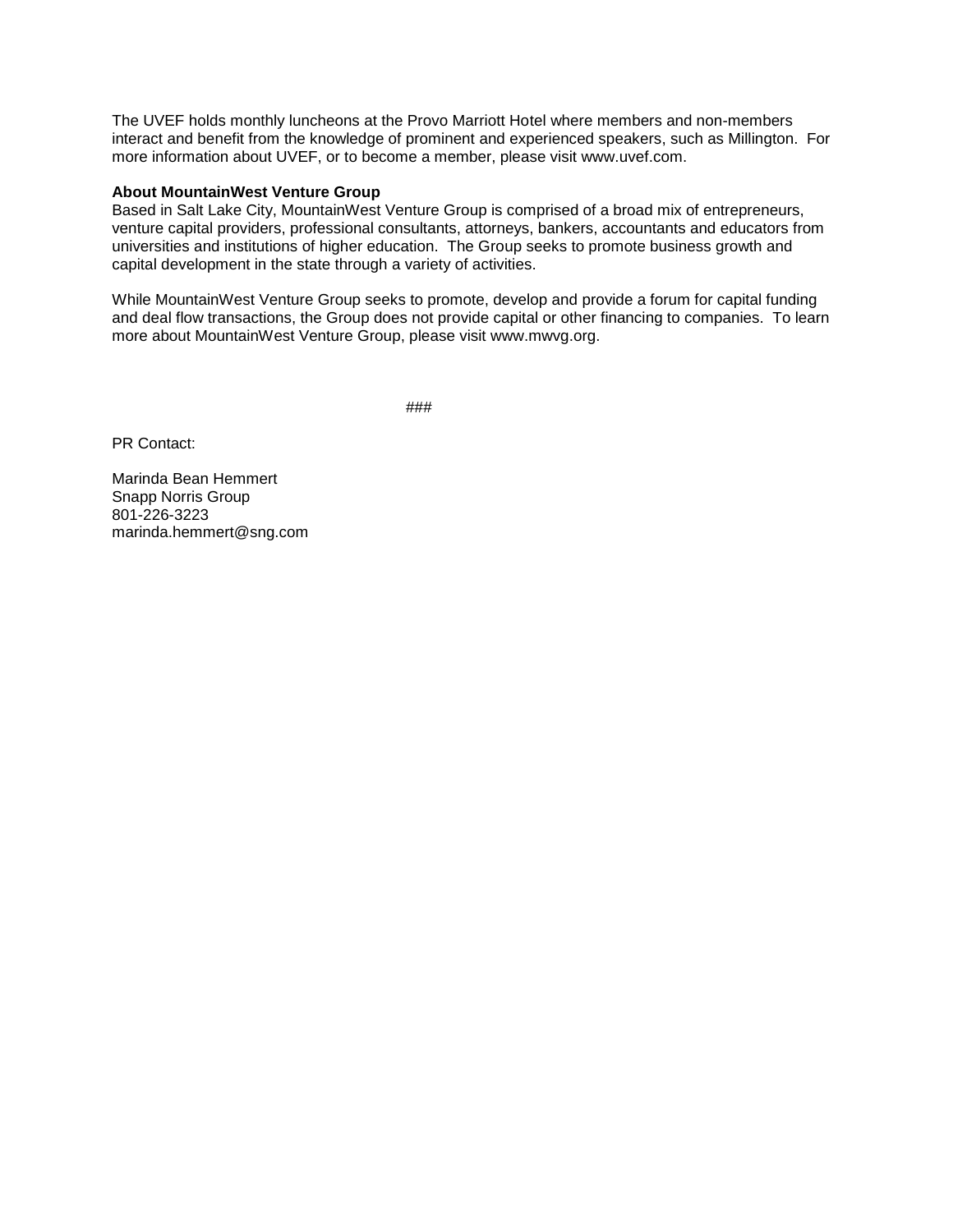The UVEF holds monthly luncheons at the Provo Marriott Hotel where members and non-members interact and benefit from the knowledge of prominent and experienced speakers, such as Millington. For more information about UVEF, or to become a member, please visit www.uvef.com.

**About MountainWest Venture Group**

Based in Salt Lake City, MountainWest Venture Group is comprised of a broad mix of entrepreneurs, venture capital providers, professional consultants, attorneys, bankers, accountants and educators from universities and institutions of higher education. The Group seeks to promote business growth and capital development in the state through a variety of activities.

While MountainWest Venture Group seeks to promote, develop and provide a forum for capital funding and deal flow transactions, the Group does not provide capital or other financing to companies. To learn more about MountainWest Venture Group, please visit www.mwvg.org.

###

PR Contact:

Marinda Bean Hemmert
Snapp Norris Group
801-226-3223
marinda.hemmert@sng.com